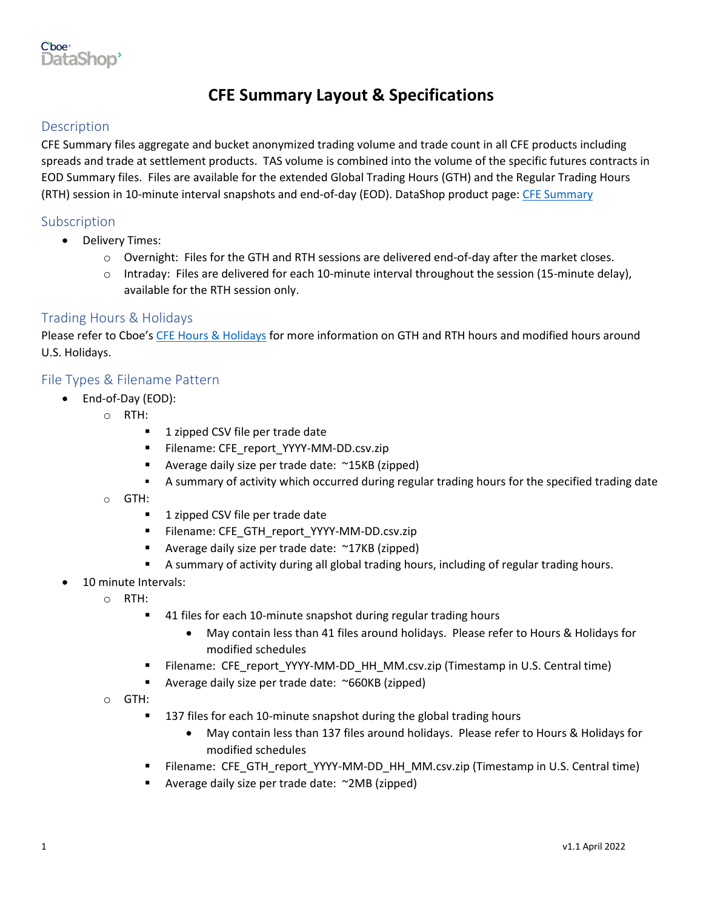# CFE Summary Layout & Specifications

## Description

CFE Summary files aggregate and bucket anonymized trading volume and trade count in all CFE products including spreads and trade at settlement products. TAS volume is combined into the volume of the specific futures contracts in EOD Summary files. Files are available for the extended Global Trading Hours (GTH) and the Regular Trading Hours (RTH) session in 10-minute interval snapshots and end-of-day (EOD). DataShop product page: CFE Summary

## Subscription

- Delivery Times:
  - Overnight: Files for the GTH and RTH sessions are delivered end-of-day after the market closes.
  - Intraday: Files are delivered for each 10-minute interval throughout the session (15-minute delay), available for the RTH session only.

## Trading Hours & Holidays

Please refer to Cboe's CFE Hours & Holidays for more information on GTH and RTH hours and modified hours around U.S. Holidays.

## File Types & Filename Pattern

- End-of-Day (EOD):
  - RTH:
    - 1 zipped CSV file per trade date
    - Filename: CFE_report_YYYY-MM-DD.csv.zip
    - Average daily size per trade date: ~15KB (zipped)
    - A summary of activity which occurred during regular trading hours for the specified trading date
  - GTH:
    - 1 zipped CSV file per trade date
    - Filename: CFE_GTH_report_YYYY-MM-DD.csv.zip
    - Average daily size per trade date: ~17KB (zipped)
    - A summary of activity during all global trading hours, including of regular trading hours.
- 10 minute Intervals:
  - RTH:
    - 41 files for each 10-minute snapshot during regular trading hours
      - May contain less than 41 files around holidays. Please refer to Hours & Holidays for modified schedules
    - Filename: CFE_report_YYYY-MM-DD_HH_MM.csv.zip (Timestamp in U.S. Central time)
    - Average daily size per trade date: ~660KB (zipped)
  - GTH:
    - 137 files for each 10-minute snapshot during the global trading hours
      - May contain less than 137 files around holidays. Please refer to Hours & Holidays for modified schedules
    - Filename: CFE_GTH_report_YYYY-MM-DD_HH_MM.csv.zip (Timestamp in U.S. Central time)
    - Average daily size per trade date: ~2MB (zipped)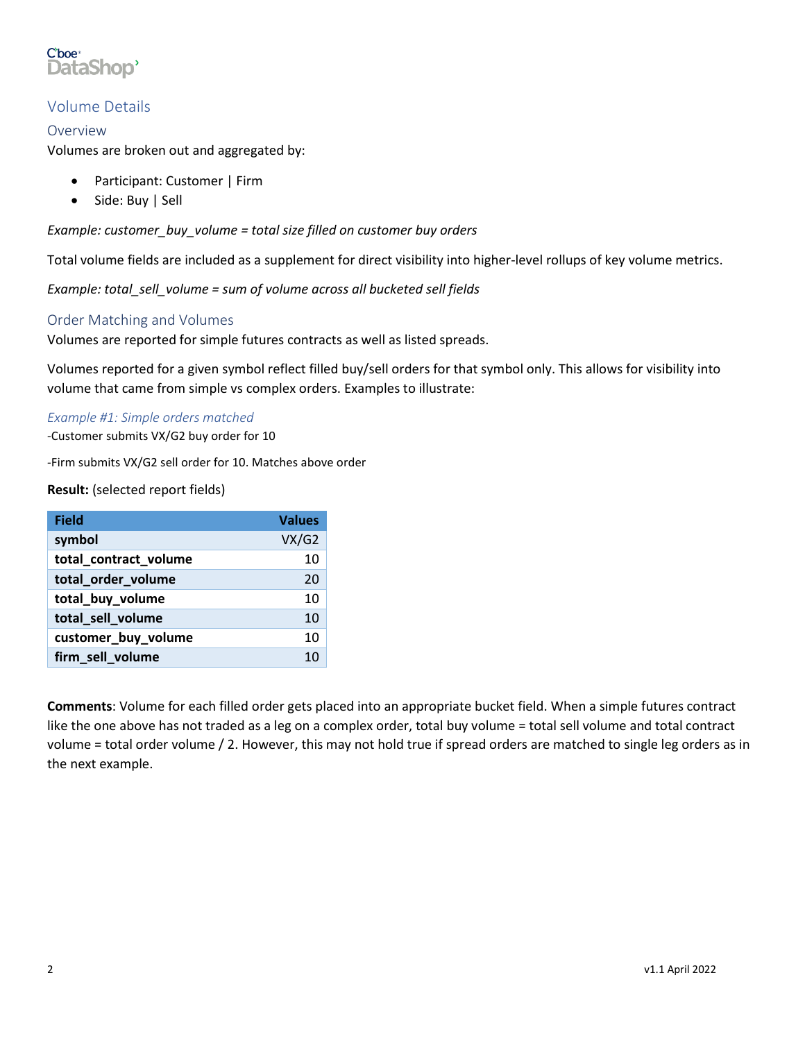## Volume Details

### Overview

Volumes are broken out and aggregated by:

- Participant: Customer | Firm
- Side: Buy | Sell

*Example: customer_buy_volume = total size filled on customer buy orders*

Total volume fields are included as a supplement for direct visibility into higher-level rollups of key volume metrics.

*Example: total_sell_volume = sum of volume across all bucketed sell fields*

### Order Matching and Volumes

Volumes are reported for simple futures contracts as well as listed spreads.

Volumes reported for a given symbol reflect filled buy/sell orders for that symbol only. This allows for visibility into volume that came from simple vs complex orders. Examples to illustrate:

#### *Example #1: Simple orders matched*

-Customer submits VX/G2 buy order for 10

-Firm submits VX/G2 sell order for 10. Matches above order

**Result:** (selected report fields)

| Field | Values |
|---|---:|
| **symbol** | VX/G2 |
| **total_contract_volume** | 10 |
| **total_order_volume** | 20 |
| **total_buy_volume** | 10 |
| **total_sell_volume** | 10 |
| **customer_buy_volume** | 10 |
| **firm_sell_volume** | 10 |

**Comments**: Volume for each filled order gets placed into an appropriate bucket field. When a simple futures contract like the one above has not traded as a leg on a complex order, total buy volume = total sell volume and total contract volume = total order volume / 2. However, this may not hold true if spread orders are matched to single leg orders as in the next example.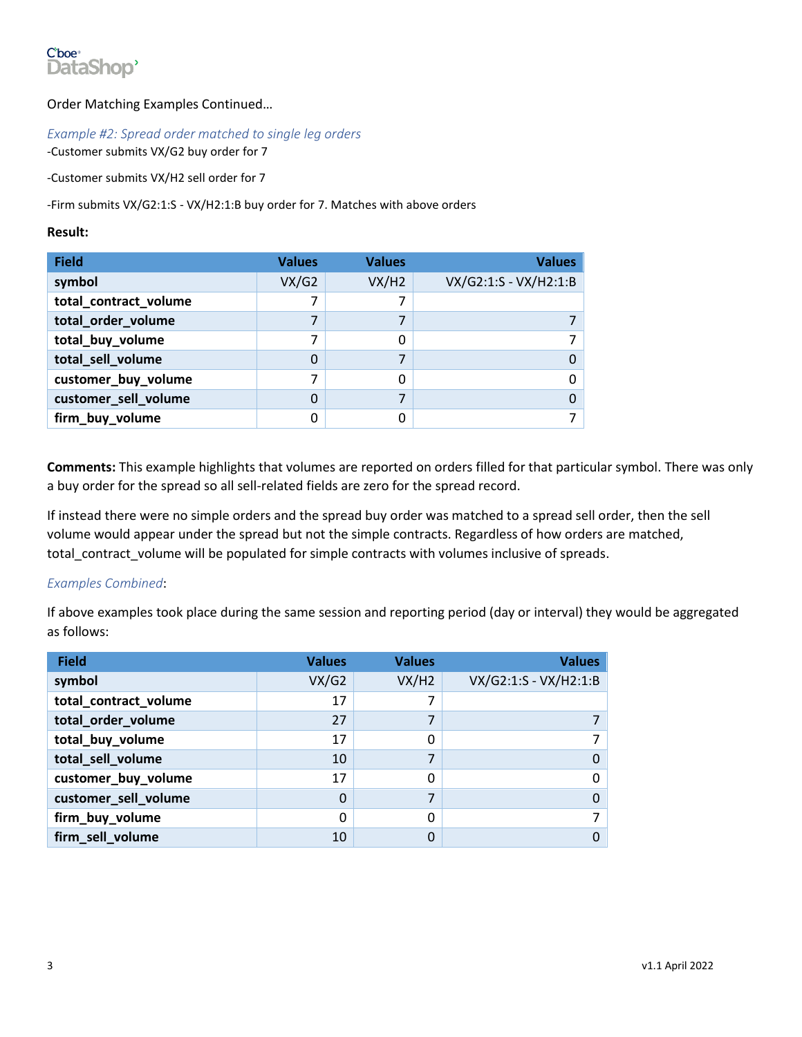Order Matching Examples Continued…

*Example #2: Spread order matched to single leg orders*

-Customer submits VX/G2 buy order for 7

-Customer submits VX/H2 sell order for 7

-Firm submits VX/G2:1:S - VX/H2:1:B buy order for 7. Matches with above orders

**Result:**

| Field | Values | Values | Values |
|---|---|---|---|
| symbol | VX/G2 | VX/H2 | VX/G2:1:S - VX/H2:1:B |
| total_contract_volume | 7 | 7 | |
| total_order_volume | 7 | 7 | 7 |
| total_buy_volume | 7 | 0 | 7 |
| total_sell_volume | 0 | 7 | 0 |
| customer_buy_volume | 7 | 0 | 0 |
| customer_sell_volume | 0 | 7 | 0 |
| firm_buy_volume | 0 | 0 | 7 |

**Comments:** This example highlights that volumes are reported on orders filled for that particular symbol. There was only a buy order for the spread so all sell-related fields are zero for the spread record.

If instead there were no simple orders and the spread buy order was matched to a spread sell order, then the sell volume would appear under the spread but not the simple contracts. Regardless of how orders are matched, total_contract_volume will be populated for simple contracts with volumes inclusive of spreads.

*Examples Combined*:

If above examples took place during the same session and reporting period (day or interval) they would be aggregated as follows:

| Field | Values | Values | Values |
|---|---|---|---|
| symbol | VX/G2 | VX/H2 | VX/G2:1:S - VX/H2:1:B |
| total_contract_volume | 17 | 7 | |
| total_order_volume | 27 | 7 | 7 |
| total_buy_volume | 17 | 0 | 7 |
| total_sell_volume | 10 | 7 | 0 |
| customer_buy_volume | 17 | 0 | 0 |
| customer_sell_volume | 0 | 7 | 0 |
| firm_buy_volume | 0 | 0 | 7 |
| firm_sell_volume | 10 | 0 | 0 |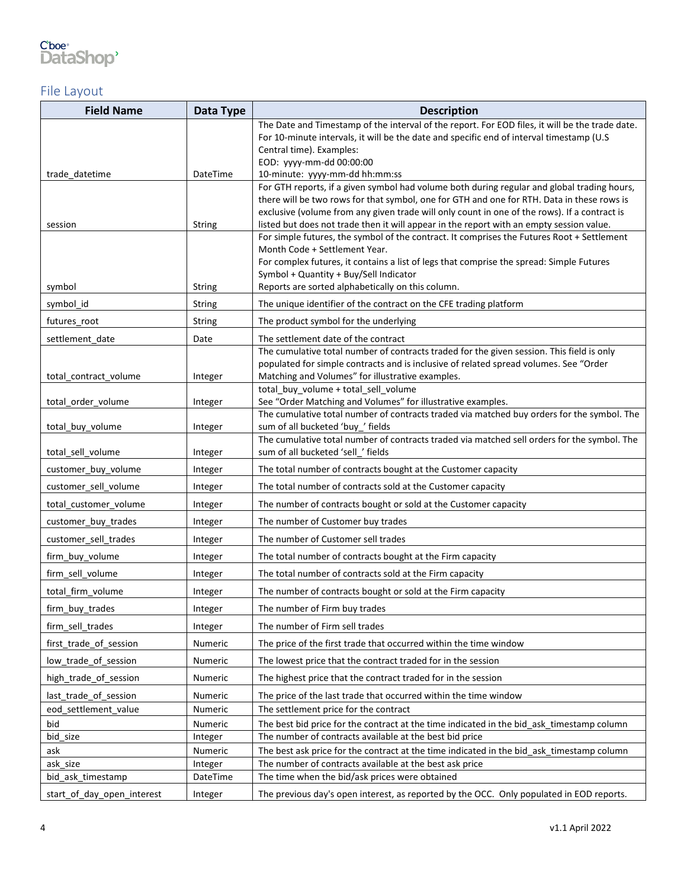## File Layout

| Field Name | Data Type | Description |
|---|---|---|
| trade_datetime | DateTime | The Date and Timestamp of the interval of the report. For EOD files, it will be the trade date. For 10-minute intervals, it will be the date and specific end of interval timestamp (U.S Central time). Examples:<br>EOD: yyyy-mm-dd 00:00:00<br>10-minute: yyyy-mm-dd hh:mm:ss |
| session | String | For GTH reports, if a given symbol had volume both during regular and global trading hours, there will be two rows for that symbol, one for GTH and one for RTH. Data in these rows is exclusive (volume from any given trade will only count in one of the rows). If a contract is listed but does not trade then it will appear in the report with an empty session value. |
| symbol | String | For simple futures, the symbol of the contract. It comprises the Futures Root + Settlement Month Code + Settlement Year.<br>For complex futures, it contains a list of legs that comprise the spread: Simple Futures Symbol + Quantity + Buy/Sell Indicator<br>Reports are sorted alphabetically on this column. |
| symbol_id | String | The unique identifier of the contract on the CFE trading platform |
| futures_root | String | The product symbol for the underlying |
| settlement_date | Date | The settlement date of the contract |
| total_contract_volume | Integer | The cumulative total number of contracts traded for the given session. This field is only populated for simple contracts and is inclusive of related spread volumes. See "Order Matching and Volumes" for illustrative examples. |
| total_order_volume | Integer | total_buy_volume + total_sell_volume<br>See "Order Matching and Volumes" for illustrative examples. |
| total_buy_volume | Integer | The cumulative total number of contracts traded via matched buy orders for the symbol. The sum of all bucketed 'buy_' fields |
| total_sell_volume | Integer | The cumulative total number of contracts traded via matched sell orders for the symbol. The sum of all bucketed 'sell_' fields |
| customer_buy_volume | Integer | The total number of contracts bought at the Customer capacity |
| customer_sell_volume | Integer | The total number of contracts sold at the Customer capacity |
| total_customer_volume | Integer | The number of contracts bought or sold at the Customer capacity |
| customer_buy_trades | Integer | The number of Customer buy trades |
| customer_sell_trades | Integer | The number of Customer sell trades |
| firm_buy_volume | Integer | The total number of contracts bought at the Firm capacity |
| firm_sell_volume | Integer | The total number of contracts sold at the Firm capacity |
| total_firm_volume | Integer | The number of contracts bought or sold at the Firm capacity |
| firm_buy_trades | Integer | The number of Firm buy trades |
| firm_sell_trades | Integer | The number of Firm sell trades |
| first_trade_of_session | Numeric | The price of the first trade that occurred within the time window |
| low_trade_of_session | Numeric | The lowest price that the contract traded for in the session |
| high_trade_of_session | Numeric | The highest price that the contract traded for in the session |
| last_trade_of_session | Numeric | The price of the last trade that occurred within the time window |
| eod_settlement_value | Numeric | The settlement price for the contract |
| bid | Numeric | The best bid price for the contract at the time indicated in the bid_ask_timestamp column |
| bid_size | Integer | The number of contracts available at the best bid price |
| ask | Numeric | The best ask price for the contract at the time indicated in the bid_ask_timestamp column |
| ask_size | Integer | The number of contracts available at the best ask price |
| bid_ask_timestamp | DateTime | The time when the bid/ask prices were obtained |
| start_of_day_open_interest | Integer | The previous day's open interest, as reported by the OCC. Only populated in EOD reports. |